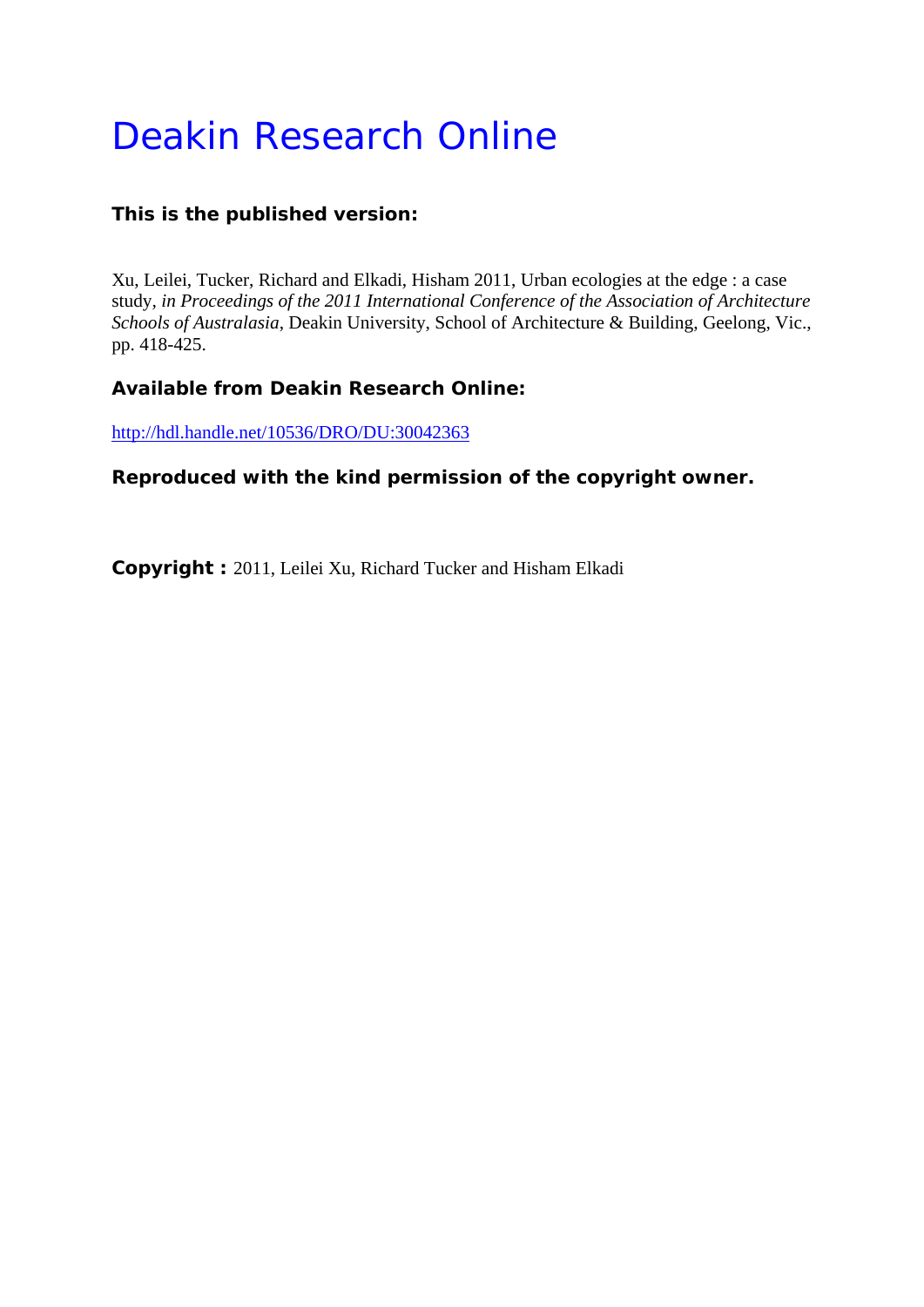# Deakin Research Online

**This is the published version:**

Xu, Leilei, Tucker, Richard and Elkadi, Hisham 2011, Urban ecologies at the edge : a case study*, in Proceedings of the 2011 International Conference of the Association of Architecture Schools of Australasia*, Deakin University, School of Architecture & Building, Geelong, Vic., pp. 418-425.

**Available from Deakin Research Online:**

http://hdl.handle.net/10536/DRO/DU:30042363

**Reproduced with the kind permission of the copyright owner.**

**Copyright :** 2011, Leilei Xu, Richard Tucker and Hisham Elkadi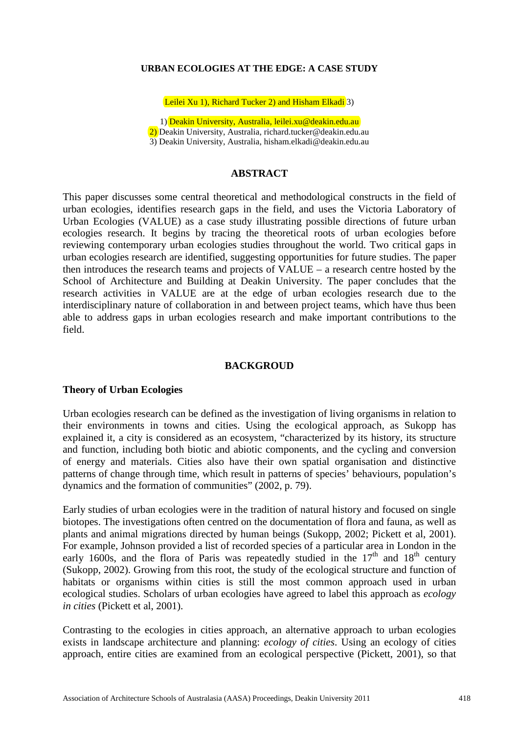**URBAN ECOLOGIES AT THE EDGE: A CASE STUDY**

Leilei Xu 1), Richard Tucker 2) and Hisham Elkadi 3)

1) Deakin University, Australia, leilei.xu@deakin.edu.au
2) Deakin University, Australia, richard.tucker@deakin.edu.au
3) Deakin University, Australia, hisham.elkadi@deakin.edu.au

## ABSTRACT

This paper discusses some central theoretical and methodological constructs in the field of urban ecologies, identifies research gaps in the field, and uses the Victoria Laboratory of Urban Ecologies (VALUE) as a case study illustrating possible directions of future urban ecologies research. It begins by tracing the theoretical roots of urban ecologies before reviewing contemporary urban ecologies studies throughout the world. Two critical gaps in urban ecologies research are identified, suggesting opportunities for future studies. The paper then introduces the research teams and projects of VALUE – a research centre hosted by the School of Architecture and Building at Deakin University. The paper concludes that the research activities in VALUE are at the edge of urban ecologies research due to the interdisciplinary nature of collaboration in and between project teams, which have thus been able to address gaps in urban ecologies research and make important contributions to the field.

## BACKGROUD

### Theory of Urban Ecologies

Urban ecologies research can be defined as the investigation of living organisms in relation to their environments in towns and cities. Using the ecological approach, as Sukopp has explained it, a city is considered as an ecosystem, "characterized by its history, its structure and function, including both biotic and abiotic components, and the cycling and conversion of energy and materials. Cities also have their own spatial organisation and distinctive patterns of change through time, which result in patterns of species' behaviours, population's dynamics and the formation of communities" (2002, p. 79).

Early studies of urban ecologies were in the tradition of natural history and focused on single biotopes. The investigations often centred on the documentation of flora and fauna, as well as plants and animal migrations directed by human beings (Sukopp, 2002; Pickett et al, 2001). For example, Johnson provided a list of recorded species of a particular area in London in the early 1600s, and the flora of Paris was repeatedly studied in the 17th and 18th century (Sukopp, 2002). Growing from this root, the study of the ecological structure and function of habitats or organisms within cities is still the most common approach used in urban ecological studies. Scholars of urban ecologies have agreed to label this approach as *ecology in cities* (Pickett et al, 2001).

Contrasting to the ecologies in cities approach, an alternative approach to urban ecologies exists in landscape architecture and planning: *ecology of cities*. Using an ecology of cities approach, entire cities are examined from an ecological perspective (Pickett, 2001), so that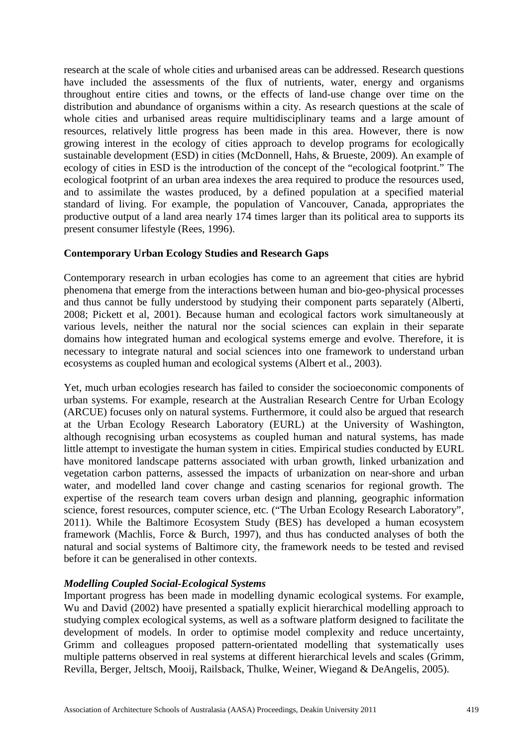research at the scale of whole cities and urbanised areas can be addressed. Research questions have included the assessments of the flux of nutrients, water, energy and organisms throughout entire cities and towns, or the effects of land-use change over time on the distribution and abundance of organisms within a city. As research questions at the scale of whole cities and urbanised areas require multidisciplinary teams and a large amount of resources, relatively little progress has been made in this area. However, there is now growing interest in the ecology of cities approach to develop programs for ecologically sustainable development (ESD) in cities (McDonnell, Hahs, & Brueste, 2009). An example of ecology of cities in ESD is the introduction of the concept of the "ecological footprint." The ecological footprint of an urban area indexes the area required to produce the resources used, and to assimilate the wastes produced, by a defined population at a specified material standard of living. For example, the population of Vancouver, Canada, appropriates the productive output of a land area nearly 174 times larger than its political area to supports its present consumer lifestyle (Rees, 1996).

## Contemporary Urban Ecology Studies and Research Gaps

Contemporary research in urban ecologies has come to an agreement that cities are hybrid phenomena that emerge from the interactions between human and bio-geo-physical processes and thus cannot be fully understood by studying their component parts separately (Alberti, 2008; Pickett et al, 2001). Because human and ecological factors work simultaneously at various levels, neither the natural nor the social sciences can explain in their separate domains how integrated human and ecological systems emerge and evolve. Therefore, it is necessary to integrate natural and social sciences into one framework to understand urban ecosystems as coupled human and ecological systems (Albert et al., 2003).

Yet, much urban ecologies research has failed to consider the socioeconomic components of urban systems. For example, research at the Australian Research Centre for Urban Ecology (ARCUE) focuses only on natural systems. Furthermore, it could also be argued that research at the Urban Ecology Research Laboratory (EURL) at the University of Washington, although recognising urban ecosystems as coupled human and natural systems, has made little attempt to investigate the human system in cities. Empirical studies conducted by EURL have monitored landscape patterns associated with urban growth, linked urbanization and vegetation carbon patterns, assessed the impacts of urbanization on near-shore and urban water, and modelled land cover change and casting scenarios for regional growth. The expertise of the research team covers urban design and planning, geographic information science, forest resources, computer science, etc. ("The Urban Ecology Research Laboratory", 2011). While the Baltimore Ecosystem Study (BES) has developed a human ecosystem framework (Machlis, Force & Burch, 1997), and thus has conducted analyses of both the natural and social systems of Baltimore city, the framework needs to be tested and revised before it can be generalised in other contexts.

### *Modelling Coupled Social-Ecological Systems*

Important progress has been made in modelling dynamic ecological systems. For example, Wu and David (2002) have presented a spatially explicit hierarchical modelling approach to studying complex ecological systems, as well as a software platform designed to facilitate the development of models. In order to optimise model complexity and reduce uncertainty, Grimm and colleagues proposed pattern-orientated modelling that systematically uses multiple patterns observed in real systems at different hierarchical levels and scales (Grimm, Revilla, Berger, Jeltsch, Mooij, Railsback, Thulke, Weiner, Wiegand & DeAngelis, 2005).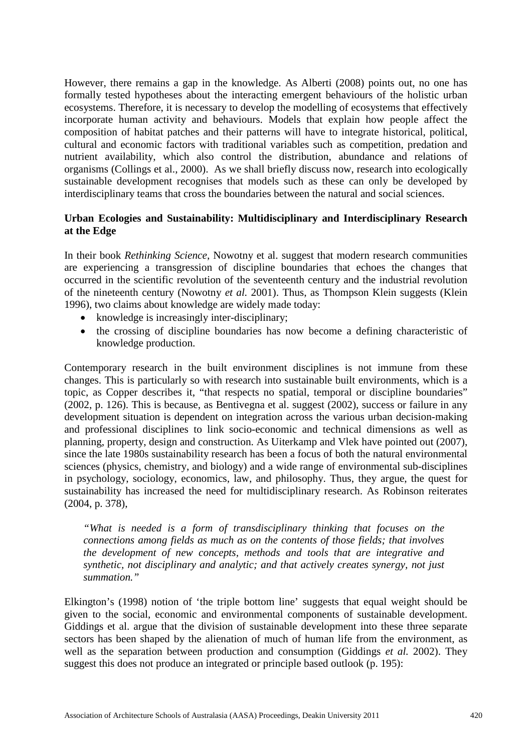However, there remains a gap in the knowledge. As Alberti (2008) points out, no one has formally tested hypotheses about the interacting emergent behaviours of the holistic urban ecosystems. Therefore, it is necessary to develop the modelling of ecosystems that effectively incorporate human activity and behaviours. Models that explain how people affect the composition of habitat patches and their patterns will have to integrate historical, political, cultural and economic factors with traditional variables such as competition, predation and nutrient availability, which also control the distribution, abundance and relations of organisms (Collings et al., 2000). As we shall briefly discuss now, research into ecologically sustainable development recognises that models such as these can only be developed by interdisciplinary teams that cross the boundaries between the natural and social sciences.

**Urban Ecologies and Sustainability: Multidisciplinary and Interdisciplinary Research at the Edge**

In their book *Rethinking Science*, Nowotny et al. suggest that modern research communities are experiencing a transgression of discipline boundaries that echoes the changes that occurred in the scientific revolution of the seventeenth century and the industrial revolution of the nineteenth century (Nowotny *et al.* 2001). Thus, as Thompson Klein suggests (Klein 1996), two claims about knowledge are widely made today:

- knowledge is increasingly inter-disciplinary;
- the crossing of discipline boundaries has now become a defining characteristic of knowledge production.

Contemporary research in the built environment disciplines is not immune from these changes. This is particularly so with research into sustainable built environments, which is a topic, as Copper describes it, "that respects no spatial, temporal or discipline boundaries" (2002, p. 126). This is because, as Bentivegna et al. suggest (2002), success or failure in any development situation is dependent on integration across the various urban decision-making and professional disciplines to link socio-economic and technical dimensions as well as planning, property, design and construction. As Uiterkamp and Vlek have pointed out (2007), since the late 1980s sustainability research has been a focus of both the natural environmental sciences (physics, chemistry, and biology) and a wide range of environmental sub-disciplines in psychology, sociology, economics, law, and philosophy. Thus, they argue, the quest for sustainability has increased the need for multidisciplinary research. As Robinson reiterates (2004, p. 378),

> *"What is needed is a form of transdisciplinary thinking that focuses on the connections among fields as much as on the contents of those fields; that involves the development of new concepts, methods and tools that are integrative and synthetic, not disciplinary and analytic; and that actively creates synergy, not just summation."*

Elkington's (1998) notion of 'the triple bottom line' suggests that equal weight should be given to the social, economic and environmental components of sustainable development. Giddings et al. argue that the division of sustainable development into these three separate sectors has been shaped by the alienation of much of human life from the environment, as well as the separation between production and consumption (Giddings *et al.* 2002). They suggest this does not produce an integrated or principle based outlook (p. 195):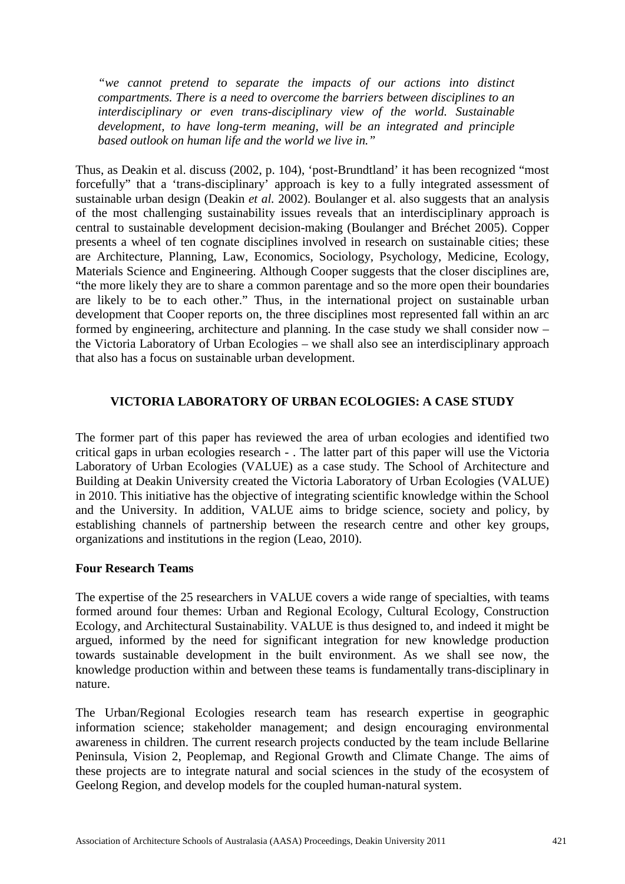*"we cannot pretend to separate the impacts of our actions into distinct compartments. There is a need to overcome the barriers between disciplines to an interdisciplinary or even trans-disciplinary view of the world. Sustainable development, to have long-term meaning, will be an integrated and principle based outlook on human life and the world we live in."*

Thus, as Deakin et al. discuss (2002, p. 104), 'post-Brundtland' it has been recognized "most forcefully" that a 'trans-disciplinary' approach is key to a fully integrated assessment of sustainable urban design (Deakin *et al.* 2002). Boulanger et al. also suggests that an analysis of the most challenging sustainability issues reveals that an interdisciplinary approach is central to sustainable development decision-making (Boulanger and Bréchet 2005). Copper presents a wheel of ten cognate disciplines involved in research on sustainable cities; these are Architecture, Planning, Law, Economics, Sociology, Psychology, Medicine, Ecology, Materials Science and Engineering. Although Cooper suggests that the closer disciplines are, "the more likely they are to share a common parentage and so the more open their boundaries are likely to be to each other." Thus, in the international project on sustainable urban development that Cooper reports on, the three disciplines most represented fall within an arc formed by engineering, architecture and planning. In the case study we shall consider now – the Victoria Laboratory of Urban Ecologies – we shall also see an interdisciplinary approach that also has a focus on sustainable urban development.

## VICTORIA LABORATORY OF URBAN ECOLOGIES: A CASE STUDY

The former part of this paper has reviewed the area of urban ecologies and identified two critical gaps in urban ecologies research - . The latter part of this paper will use the Victoria Laboratory of Urban Ecologies (VALUE) as a case study. The School of Architecture and Building at Deakin University created the Victoria Laboratory of Urban Ecologies (VALUE) in 2010. This initiative has the objective of integrating scientific knowledge within the School and the University. In addition, VALUE aims to bridge science, society and policy, by establishing channels of partnership between the research centre and other key groups, organizations and institutions in the region (Leao, 2010).

### Four Research Teams

The expertise of the 25 researchers in VALUE covers a wide range of specialties, with teams formed around four themes: Urban and Regional Ecology, Cultural Ecology, Construction Ecology, and Architectural Sustainability. VALUE is thus designed to, and indeed it might be argued, informed by the need for significant integration for new knowledge production towards sustainable development in the built environment. As we shall see now, the knowledge production within and between these teams is fundamentally trans-disciplinary in nature.

The Urban/Regional Ecologies research team has research expertise in geographic information science; stakeholder management; and design encouraging environmental awareness in children. The current research projects conducted by the team include Bellarine Peninsula, Vision 2, Peoplemap, and Regional Growth and Climate Change. The aims of these projects are to integrate natural and social sciences in the study of the ecosystem of Geelong Region, and develop models for the coupled human-natural system.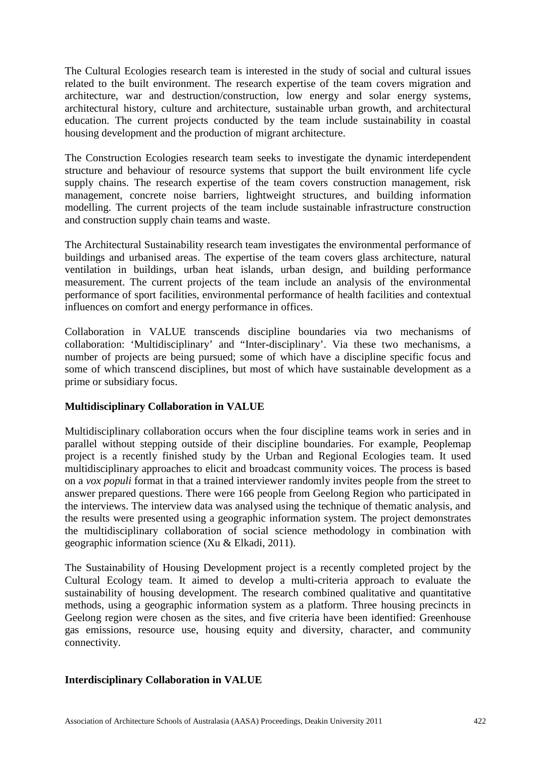The Cultural Ecologies research team is interested in the study of social and cultural issues related to the built environment. The research expertise of the team covers migration and architecture, war and destruction/construction, low energy and solar energy systems, architectural history, culture and architecture, sustainable urban growth, and architectural education. The current projects conducted by the team include sustainability in coastal housing development and the production of migrant architecture.

The Construction Ecologies research team seeks to investigate the dynamic interdependent structure and behaviour of resource systems that support the built environment life cycle supply chains. The research expertise of the team covers construction management, risk management, concrete noise barriers, lightweight structures, and building information modelling. The current projects of the team include sustainable infrastructure construction and construction supply chain teams and waste.

The Architectural Sustainability research team investigates the environmental performance of buildings and urbanised areas. The expertise of the team covers glass architecture, natural ventilation in buildings, urban heat islands, urban design, and building performance measurement. The current projects of the team include an analysis of the environmental performance of sport facilities, environmental performance of health facilities and contextual influences on comfort and energy performance in offices.

Collaboration in VALUE transcends discipline boundaries via two mechanisms of collaboration: 'Multidisciplinary' and "Inter-disciplinary'. Via these two mechanisms, a number of projects are being pursued; some of which have a discipline specific focus and some of which transcend disciplines, but most of which have sustainable development as a prime or subsidiary focus.

**Multidisciplinary Collaboration in VALUE**

Multidisciplinary collaboration occurs when the four discipline teams work in series and in parallel without stepping outside of their discipline boundaries. For example, Peoplemap project is a recently finished study by the Urban and Regional Ecologies team. It used multidisciplinary approaches to elicit and broadcast community voices. The process is based on a *vox populi* format in that a trained interviewer randomly invites people from the street to answer prepared questions. There were 166 people from Geelong Region who participated in the interviews. The interview data was analysed using the technique of thematic analysis, and the results were presented using a geographic information system. The project demonstrates the multidisciplinary collaboration of social science methodology in combination with geographic information science (Xu & Elkadi, 2011).

The Sustainability of Housing Development project is a recently completed project by the Cultural Ecology team. It aimed to develop a multi-criteria approach to evaluate the sustainability of housing development. The research combined qualitative and quantitative methods, using a geographic information system as a platform. Three housing precincts in Geelong region were chosen as the sites, and five criteria have been identified: Greenhouse gas emissions, resource use, housing equity and diversity, character, and community connectivity.

**Interdisciplinary Collaboration in VALUE**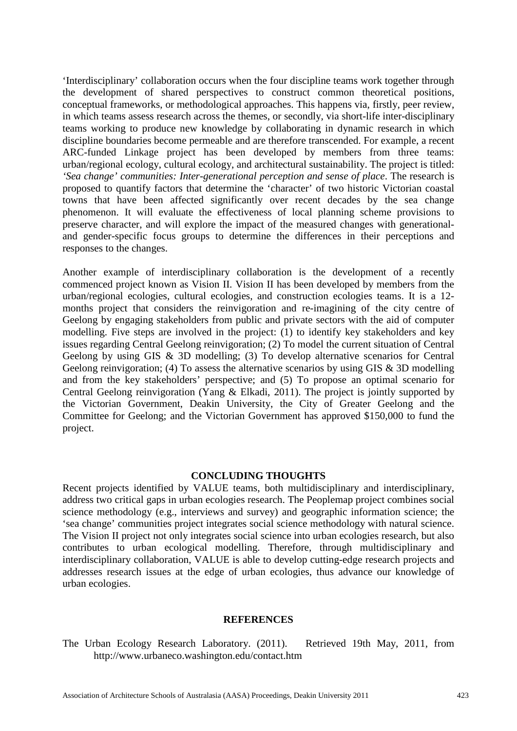'Interdisciplinary' collaboration occurs when the four discipline teams work together through the development of shared perspectives to construct common theoretical positions, conceptual frameworks, or methodological approaches. This happens via, firstly, peer review, in which teams assess research across the themes, or secondly, via short-life inter-disciplinary teams working to produce new knowledge by collaborating in dynamic research in which discipline boundaries become permeable and are therefore transcended. For example, a recent ARC-funded Linkage project has been developed by members from three teams: urban/regional ecology, cultural ecology, and architectural sustainability. The project is titled: *'Sea change' communities: Inter-generational perception and sense of place*. The research is proposed to quantify factors that determine the 'character' of two historic Victorian coastal towns that have been affected significantly over recent decades by the sea change phenomenon. It will evaluate the effectiveness of local planning scheme provisions to preserve character, and will explore the impact of the measured changes with generational- and gender-specific focus groups to determine the differences in their perceptions and responses to the changes.

Another example of interdisciplinary collaboration is the development of a recently commenced project known as Vision II. Vision II has been developed by members from the urban/regional ecologies, cultural ecologies, and construction ecologies teams. It is a 12-months project that considers the reinvigoration and re-imagining of the city centre of Geelong by engaging stakeholders from public and private sectors with the aid of computer modelling. Five steps are involved in the project: (1) to identify key stakeholders and key issues regarding Central Geelong reinvigoration; (2) To model the current situation of Central Geelong by using GIS & 3D modelling; (3) To develop alternative scenarios for Central Geelong reinvigoration; (4) To assess the alternative scenarios by using GIS & 3D modelling and from the key stakeholders' perspective; and (5) To propose an optimal scenario for Central Geelong reinvigoration (Yang & Elkadi, 2011). The project is jointly supported by the Victorian Government, Deakin University, the City of Greater Geelong and the Committee for Geelong; and the Victorian Government has approved $150,000 to fund the project.

## CONCLUDING THOUGHTS

Recent projects identified by VALUE teams, both multidisciplinary and interdisciplinary, address two critical gaps in urban ecologies research. The Peoplemap project combines social science methodology (e.g., interviews and survey) and geographic information science; the 'sea change' communities project integrates social science methodology with natural science. The Vision II project not only integrates social science into urban ecologies research, but also contributes to urban ecological modelling. Therefore, through multidisciplinary and interdisciplinary collaboration, VALUE is able to develop cutting-edge research projects and addresses research issues at the edge of urban ecologies, thus advance our knowledge of urban ecologies.

## REFERENCES

The Urban Ecology Research Laboratory. (2011). Retrieved 19th May, 2011, from http://www.urbaneco.washington.edu/contact.htm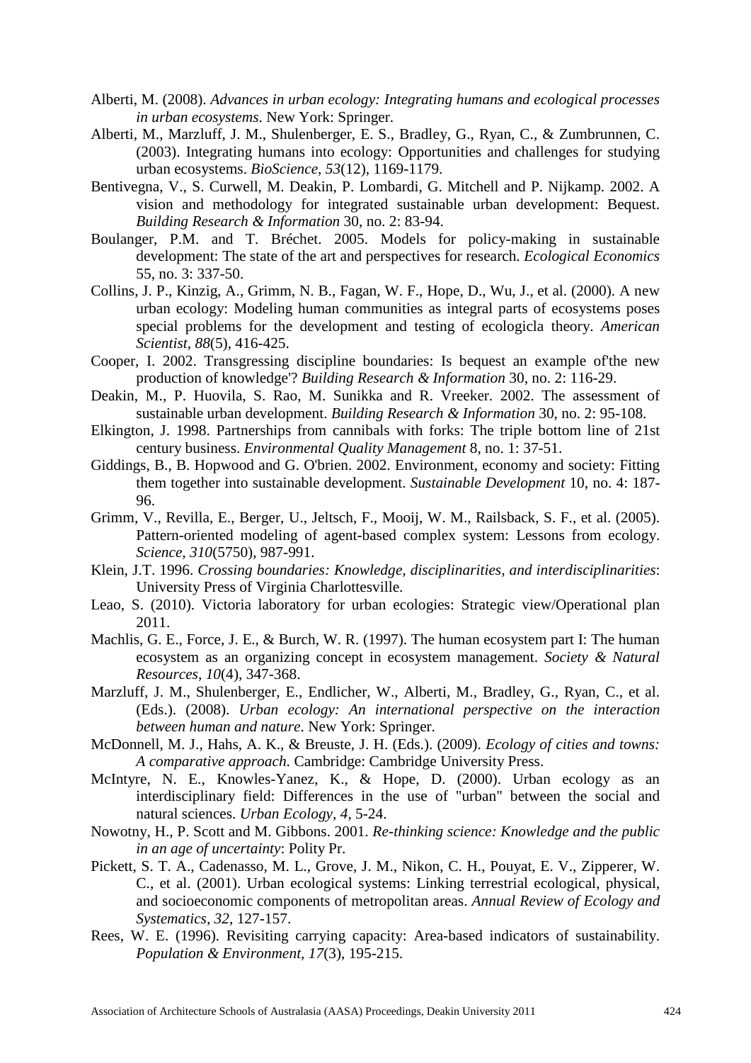Alberti, M. (2008). *Advances in urban ecology: Integrating humans and ecological processes in urban ecosystems*. New York: Springer.

Alberti, M., Marzluff, J. M., Shulenberger, E. S., Bradley, G., Ryan, C., & Zumbrunnen, C. (2003). Integrating humans into ecology: Opportunities and challenges for studying urban ecosystems. *BioScience, 53*(12), 1169-1179.

Bentivegna, V., S. Curwell, M. Deakin, P. Lombardi, G. Mitchell and P. Nijkamp. 2002. A vision and methodology for integrated sustainable urban development: Bequest. *Building Research & Information* 30, no. 2: 83-94.

Boulanger, P.M. and T. Bréchet. 2005. Models for policy-making in sustainable development: The state of the art and perspectives for research. *Ecological Economics* 55, no. 3: 337-50.

Collins, J. P., Kinzig, A., Grimm, N. B., Fagan, W. F., Hope, D., Wu, J., et al. (2000). A new urban ecology: Modeling human communities as integral parts of ecosystems poses special problems for the development and testing of ecologicla theory. *American Scientist, 88*(5), 416-425.

Cooper, I. 2002. Transgressing discipline boundaries: Is bequest an example of'the new production of knowledge'? *Building Research & Information* 30, no. 2: 116-29.

Deakin, M., P. Huovila, S. Rao, M. Sunikka and R. Vreeker. 2002. The assessment of sustainable urban development. *Building Research & Information* 30, no. 2: 95-108.

Elkington, J. 1998. Partnerships from cannibals with forks: The triple bottom line of 21st century business. *Environmental Quality Management* 8, no. 1: 37-51.

Giddings, B., B. Hopwood and G. O'brien. 2002. Environment, economy and society: Fitting them together into sustainable development. *Sustainable Development* 10, no. 4: 187-96.

Grimm, V., Revilla, E., Berger, U., Jeltsch, F., Mooij, W. M., Railsback, S. F., et al. (2005). Pattern-oriented modeling of agent-based complex system: Lessons from ecology. *Science, 310*(5750), 987-991.

Klein, J.T. 1996. *Crossing boundaries: Knowledge, disciplinarities, and interdisciplinarities*: University Press of Virginia Charlottesville.

Leao, S. (2010). Victoria laboratory for urban ecologies: Strategic view/Operational plan 2011.

Machlis, G. E., Force, J. E., & Burch, W. R. (1997). The human ecosystem part I: The human ecosystem as an organizing concept in ecosystem management. *Society & Natural Resources, 10*(4), 347-368.

Marzluff, J. M., Shulenberger, E., Endlicher, W., Alberti, M., Bradley, G., Ryan, C., et al. (Eds.). (2008). *Urban ecology: An international perspective on the interaction between human and nature*. New York: Springer.

McDonnell, M. J., Hahs, A. K., & Breuste, J. H. (Eds.). (2009). *Ecology of cities and towns: A comparative approach*. Cambridge: Cambridge University Press.

McIntyre, N. E., Knowles-Yanez, K., & Hope, D. (2000). Urban ecology as an interdisciplinary field: Differences in the use of "urban" between the social and natural sciences. *Urban Ecology, 4*, 5-24.

Nowotny, H., P. Scott and M. Gibbons. 2001. *Re-thinking science: Knowledge and the public in an age of uncertainty*: Polity Pr.

Pickett, S. T. A., Cadenasso, M. L., Grove, J. M., Nikon, C. H., Pouyat, E. V., Zipperer, W. C., et al. (2001). Urban ecological systems: Linking terrestrial ecological, physical, and socioeconomic components of metropolitan areas. *Annual Review of Ecology and Systematics, 32*, 127-157.

Rees, W. E. (1996). Revisiting carrying capacity: Area-based indicators of sustainability. *Population & Environment, 17*(3), 195-215.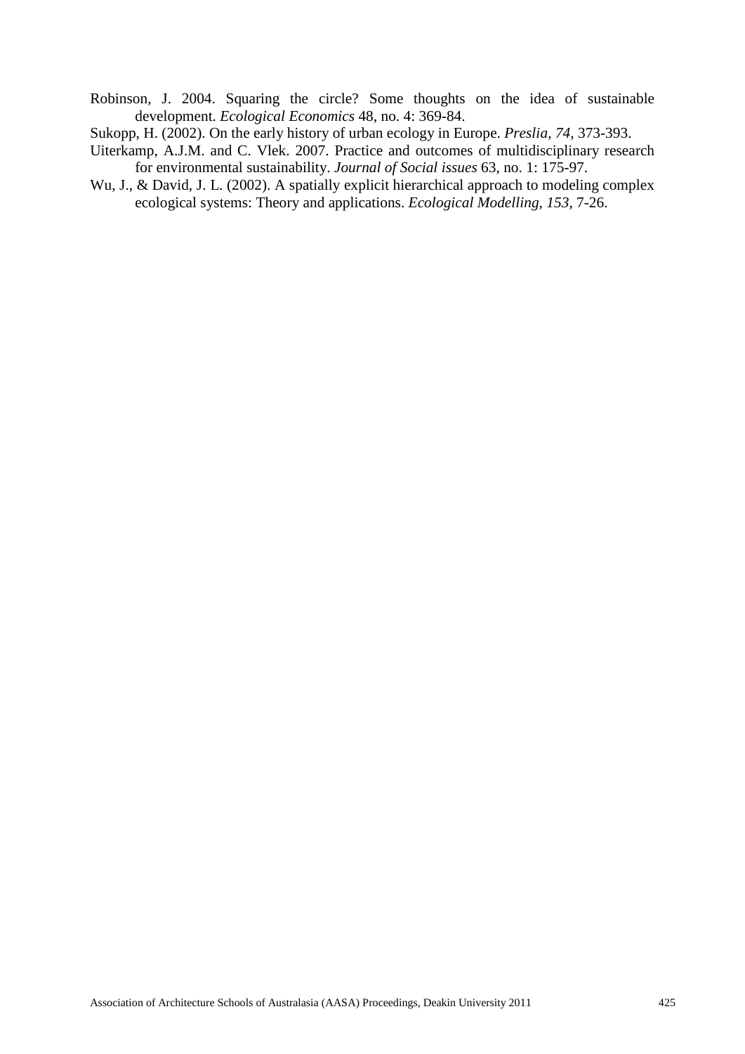Robinson, J. 2004. Squaring the circle? Some thoughts on the idea of sustainable development. *Ecological Economics* 48, no. 4: 369-84.

Sukopp, H. (2002). On the early history of urban ecology in Europe. *Preslia, 74*, 373-393.

Uiterkamp, A.J.M. and C. Vlek. 2007. Practice and outcomes of multidisciplinary research for environmental sustainability. *Journal of Social issues* 63, no. 1: 175-97.

Wu, J., & David, J. L. (2002). A spatially explicit hierarchical approach to modeling complex ecological systems: Theory and applications. *Ecological Modelling, 153*, 7-26.